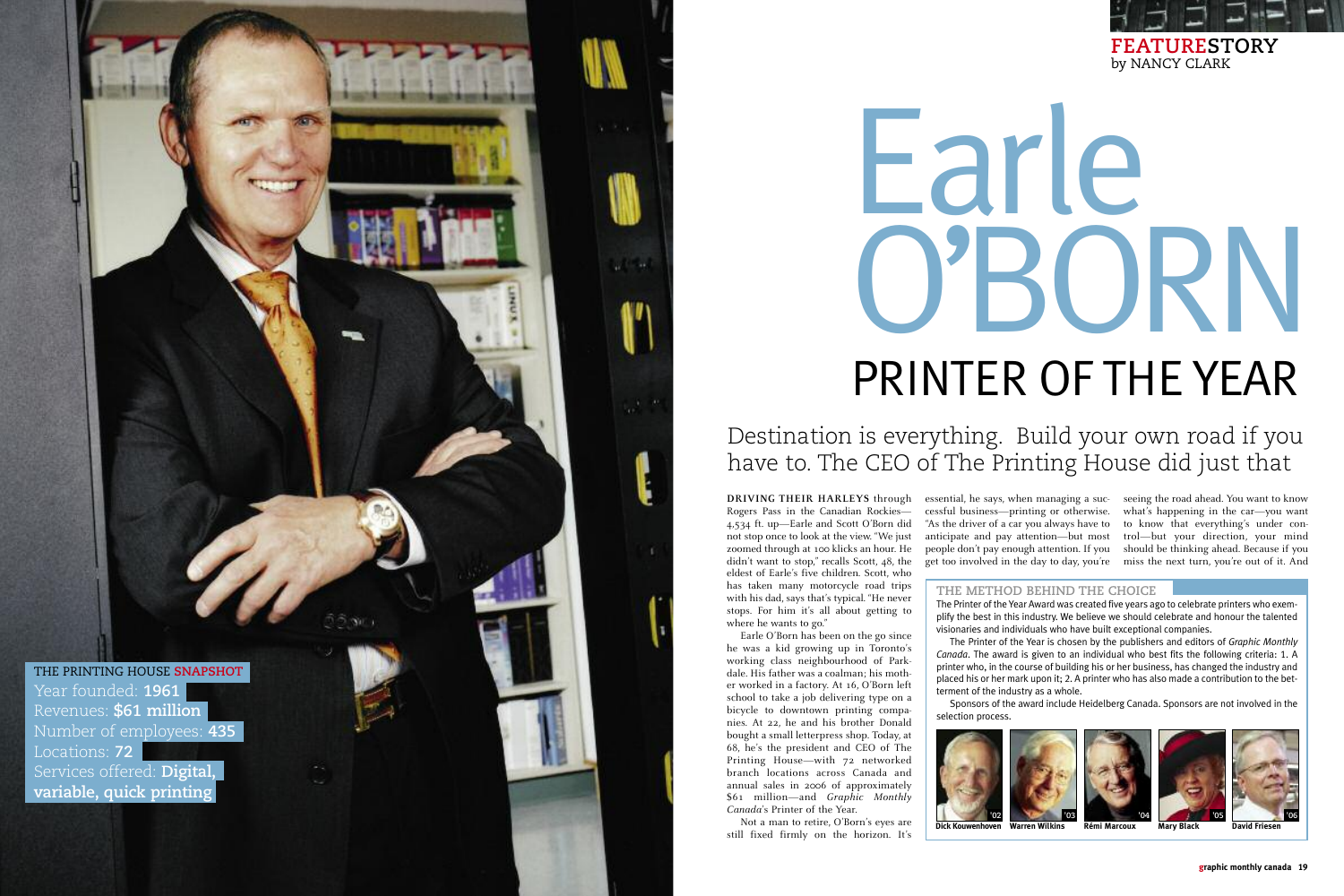FEATURESTORY
by NANCY CLARK

# Earle O'BORN

## PRINTER OF THE YEAR

### Destination is everything. Build your own road if you have to. The CEO of The Printing House did just that

**DRIVING THEIR HARLEYS** through Rogers Pass in the Canadian Rockies—4,534 ft. up—Earle and Scott O'Born did not stop once to look at the view. "We just zoomed through at 100 klicks an hour. He didn't want to stop," recalls Scott, 48, the eldest of Earle's five children. Scott, who has taken many motorcycle road trips with his dad, says that's typical. "He never stops. For him it's all about getting to where he wants to go."

Earle O'Born has been on the go since he was a kid growing up in Toronto's working class neighbourhood of Parkdale. His father was a coalman; his mother worked in a factory. At 16, O'Born left school to take a job delivering type on a bicycle to downtown printing companies. At 22, he and his brother Donald bought a small letterpress shop. Today, at 68, he's the president and CEO of The Printing House—with 72 networked branch locations across Canada and annual sales in 2006 of approximately $61 million—and *Graphic Monthly Canada*'s Printer of the Year.

Not a man to retire, O'Born's eyes are still fixed firmly on the horizon. It's essential, he says, when managing a successful business—printing or otherwise. "As the driver of a car you always have to anticipate and pay attention—but most people don't pay enough attention. If you get too involved in the day to day, you're seeing the road ahead. You want to know what's happening in the car—you want to know that everything's under control—but your direction, your mind should be thinking ahead. Because if you miss the next turn, you're out of it. And

**THE PRINTING HOUSE SNAPSHOT**

Year founded: **1961**
Revenues: **$61 million**
Number of employees: **435**
Locations: **72**
Services offered: **Digital, variable, quick printing**

**THE METHOD BEHIND THE CHOICE**

The Printer of the Year Award was created five years ago to celebrate printers who exemplify the best in this industry. We believe we should celebrate and honour the talented visionaries and individuals who have built exceptional companies.

The Printer of the Year is chosen by the publishers and editors of *Graphic Monthly Canada*. The award is given to an individual who best fits the following criteria: 1. A printer who, in the course of building his or her business, has changed the industry and placed his or her mark upon it; 2. A printer who has also made a contribution to the betterment of the industry as a whole.

Sponsors of the award include Heidelberg Canada. Sponsors are not involved in the selection process.

'02 Dick Kouwenhoven — '03 Warren Wilkins — '04 Rémi Marcoux — '05 Mary Black — '06 David Friesen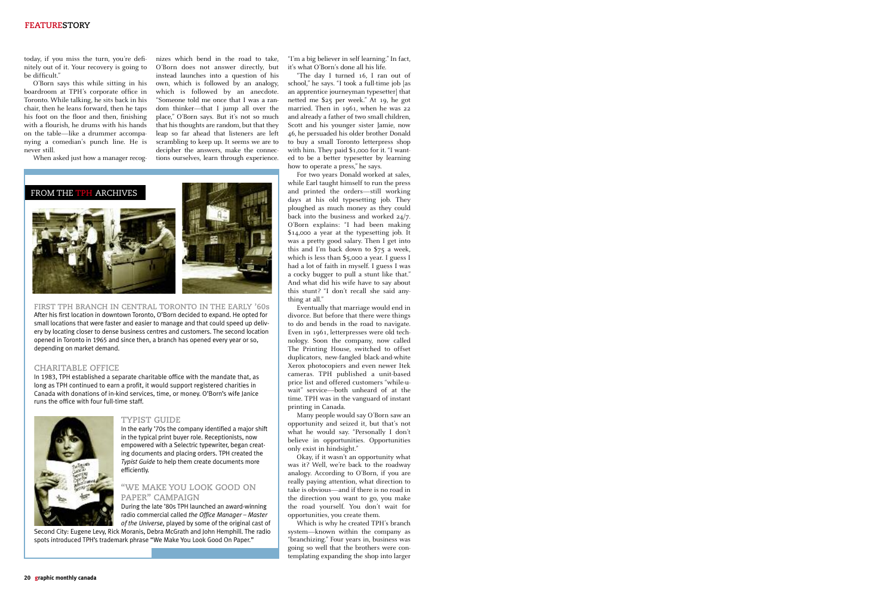today, if you miss the turn, you're definitely out of it. Your recovery is going to be difficult."

O'Born says this while sitting in his boardroom at TPH's corporate office in Toronto. While talking, he sits back in his chair, then he leans forward, then he taps his foot on the floor and then, finishing with a flourish, he drums with his hands on the table—like a drummer accompanying a comedian's punch line. He is never still.

When asked just how a manager recognizes which bend in the road to take, O'Born does not answer directly, but instead launches into a question of his own, which is followed by an analogy, which is followed by an anecdote. "Someone told me once that I was a random thinker—that I jump all over the place," O'Born says. But it's not so much that his thoughts are random, but that they leap so far ahead that listeners are left scrambling to keep up. It seems we are to decipher the answers, make the connections ourselves, learn through experience. "I'm a big believer in self learning." In fact, it's what O'Born's done all his life.

"The day I turned 16, I ran out of school," he says. "I took a full-time job [as an apprentice journeyman typesetter] that netted me $25 per week." At 19, he got married. Then in 1961, when he was 22 and already a father of two small children, Scott and his younger sister Jamie, now 46, he persuaded his older brother Donald to buy a small Toronto letterpress shop with him. They paid $1,000 for it. "I wanted to be a better typesetter by learning how to operate a press," he says.

For two years Donald worked at sales, while Earl taught himself to run the press and printed the orders—still working days at his old typesetting job. They ploughed as much money as they could back into the business and worked 24/7. O'Born explains: "I had been making $14,000 a year at the typesetting job. It was a pretty good salary. Then I get into this and I'm back down to $75 a week, which is less than $5,000 a year. I guess I had a lot of faith in myself. I guess I was a cocky bugger to pull a stunt like that." And what did his wife have to say about this stunt? "I don't recall she said anything at all."

Eventually that marriage would end in divorce. But before that there were things to do and bends in the road to navigate. Even in 1961, letterpresses were old technology. Soon the company, now called The Printing House, switched to offset duplicators, new-fangled black-and-white Xerox photocopiers and even newer Itek cameras. TPH published a unit-based price list and offered customers "while-u-wait" service—both unheard of at the time. TPH was in the vanguard of instant printing in Canada.

Many people would say O'Born saw an opportunity and seized it, but that's not what he would say. "Personally I don't believe in opportunities. Opportunities only exist in hindsight."

Okay, if it wasn't an opportunity what was it? Well, we're back to the roadway analogy. According to O'Born, if you are really paying attention, what direction to take is obvious—and if there is no road in the direction you want to go, you make the road yourself. You don't wait for opportunities, you create them.

Which is why he created TPH's branch system—known within the company as "branchizing." Four years in, business was going so well that the brothers were contemplating expanding the shop into larger

## FROM THE TPH ARCHIVES

### FIRST TPH BRANCH IN CENTRAL TORONTO IN THE EARLY '60s

After his first location in downtown Toronto, O'Born decided to expand. He opted for small locations that were faster and easier to manage and that could speed up delivery by locating closer to dense business centres and customers. The second location opened in Toronto in 1965 and since then, a branch has opened every year or so, depending on market demand.

### CHARITABLE OFFICE

In 1983, TPH established a separate charitable office with the mandate that, as long as TPH continued to earn a profit, it would support registered charities in Canada with donations of in-kind services, time, or money. O'Born's wife Janice runs the office with four full-time staff.

### TYPIST GUIDE

In the early '70s the company identified a major shift in the typical print buyer role. Receptionists, now empowered with a Selectric typewriter, began creating documents and placing orders. TPH created the *Typist Guide* to help them create documents more efficiently.

### "WE MAKE YOU LOOK GOOD ON PAPER" CAMPAIGN

During the late '80s TPH launched an award-winning radio commercial called *the Office Manager – Master of the Universe*, played by some of the original cast of Second City: Eugene Levy, Rick Moranis, Debra McGrath and John Hemphill. The radio spots introduced TPH's trademark phrase "We Make You Look Good On Paper."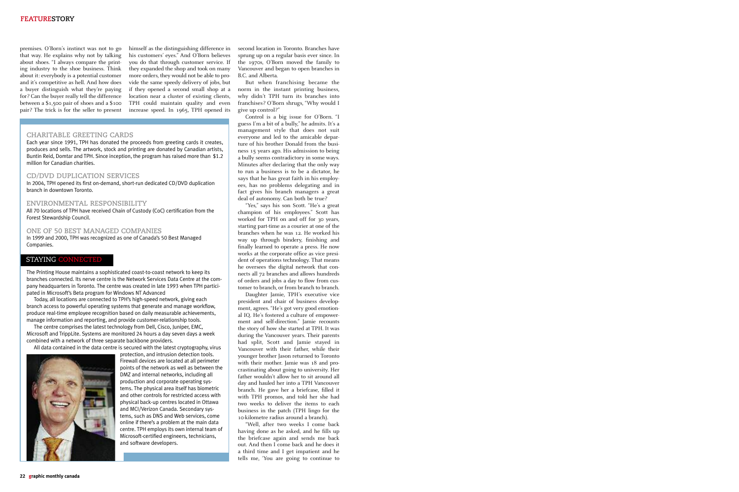premises. O'Born's instinct was not to go that way. He explains why not by talking about shoes. "I always compare the printing industry to the shoe business. Think about it: everybody is a potential customer and it's competitive as hell. And how does a buyer distinguish what they're paying for? Can the buyer really tell the difference between a $1,500 pair of shoes and a $100 pair? The trick is for the seller to present himself as the distinguishing difference in his customers' eyes." And O'Born believes you do that through customer service. If they expanded the shop and took on many more orders, they would not be able to provide the same speedy delivery of jobs, but if they opened a second small shop at a location near a cluster of existing clients, TPH could maintain quality and even increase speed. In 1965, TPH opened its second location in Toronto. Branches have sprung up on a regular basis ever since. In the 1970s, O'Born moved the family to Vancouver and began to open branches in B.C. and Alberta.

But when franchising became the norm in the instant printing business, why didn't TPH turn its branches into franchises? O'Born shrugs, "Why would I give up control?"

Control is a big issue for O'Born. "I guess I'm a bit of a bully," he admits. It's a management style that does not suit everyone and led to the amicable departure of his brother Donald from the business 15 years ago. His admission to being a bully seems contradictory in some ways. Minutes after declaring that the only way to run a business is to be a dictator, he says that he has great faith in his employees, has no problems delegating and in fact gives his branch managers a great deal of autonomy. Can both be true?

"Yes," says his son Scott. "He's a great champion of his employees." Scott has worked for TPH on and off for 30 years, starting part-time as a courier at one of the branches when he was 12. He worked his way up through bindery, finishing and finally learned to operate a press. He now works at the corporate office as vice president of operations technology. That means he oversees the digital network that connects all 72 branches and allows hundreds of orders and jobs a day to flow from customer to branch, or from branch to branch.

Daughter Jamie, TPH's executive vice president and chair of business development, agrees. "He's got very good emotional IQ. He's fostered a culture of empowerment and self-direction." Jamie recounts the story of how she started at TPH. It was during the Vancouver years. Their parents had split, Scott and Jamie stayed in Vancouver with their father, while their younger brother Jason returned to Toronto with their mother. Jamie was 18 and procrastinating about going to university. Her father wouldn't allow her to sit around all day and hauled her into a TPH Vancouver branch. He gave her a briefcase, filled it with TPH promos, and told her she had two weeks to deliver the items to each business in the patch (TPH lingo for the 10-kilometre radius around a branch).

"Well, after two weeks I come back having done as he asked, and he fills up the briefcase again and sends me back out. And then I come back and he does it a third time and I get impatient and he tells me, 'You are going to continue to

### CHARITABLE GREETING CARDS

Each year since 1991, TPH has donated the proceeds from greeting cards it creates, produces and sells. The artwork, stock and printing are donated by Canadian artists, Buntin Reid, Domtar and TPH. Since inception, the program has raised more than $1.2 million for Canadian charities.

### CD/DVD DUPLICATION SERVICES

In 2004, TPH opened its first on-demand, short-run dedicated CD/DVD duplication branch in downtown Toronto.

### ENVIRONMENTAL RESPONSIBILITY

All 70 locations of TPH have received Chain of Custody (CoC) certification from the Forest Stewardship Council.

### ONE OF 50 BEST MANAGED COMPANIES

In 1999 and 2000, TPH was recognized as one of Canada's 50 Best Managed Companies.

### STAYING CONNECTED

The Printing House maintains a sophisticated coast-to-coast network to keep its branches connected. Its nerve centre is the Network Services Data Centre at the company headquarters in Toronto. The centre was created in late 1993 when TPH participated in Microsoft's Beta program for Windows NT Advanced

Today, all locations are connected to TPH's high-speed network, giving each branch access to powerful operating systems that generate and manage workflow, produce real-time employee recognition based on daily measurable achievements, manage information and reporting, and provide customer-relationship tools.

The centre comprises the latest technology from Dell, Cisco, Juniper, EMC, Microsoft and TrippLite. Systems are monitored 24 hours a day seven days a week combined with a network of three separate backbone providers.

All data contained in the data centre is secured with the latest cryptography, virus protection, and intrusion detection tools. Firewall devices are located at all perimeter points of the network as well as between the DMZ and internal networks, including all production and corporate operating systems. The physical area itself has biometric and other controls for restricted access with physical back-up centres located in Ottawa and MCI/Verizon Canada. Secondary systems, such as DNS and Web services, come online if there's a problem at the main data centre. TPH employs its own internal team of Microsoft-certified engineers, technicians, and software developers.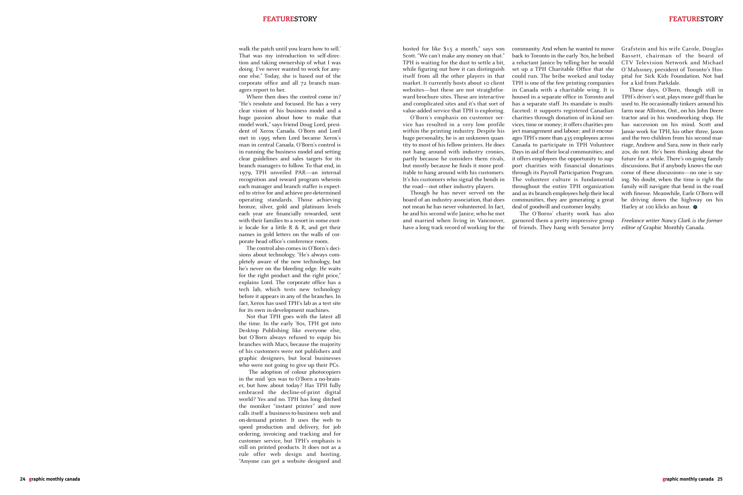walk the patch until you learn how to sell.' That was my introduction to self-direction and taking ownership of what I was doing. I've never wanted to work for anyone else." Today, she is based out of the corporate office and all 72 branch managers report to her.

Where then does the control come in? "He's resolute and focused. He has a very clear vision of his business model and a huge passion about how to make that model work," says friend Doug Lord, president of Xerox Canada. O'Born and Lord met in 1995 when Lord became Xerox's man in central Canada. O'Born's control is in running the business model and setting clear guidelines and sales targets for its branch managers to follow. To that end, in 1979, TPH unveiled PAR—an internal recognition and reward program wherein each manager and branch staffer is expected to strive for and achieve pre-determined operating standards. Those achieving bronze, silver, gold and platinum levels each year are financially rewarded, sent with their families to a resort in some exotic locale for a little R & R, and get their names in gold letters on the walls of corporate head office's conference room.

The control also comes in O'Born's decisions about technology. "He's always completely aware of the new technology, but he's never on the bleeding edge. He waits for the right product and the right price," explains Lord. The corporate office has a tech lab, which tests new technology before it appears in any of the branches. In fact, Xerox has used TPH's lab as a test site for its own in-development machines.

Not that TPH goes with the latest all the time. In the early '80s, TPH got into Desktop Publishing like everyone else, but O'Born always refused to equip his branches with Macs, because the majority of his customers were not publishers and graphic designers, but local businesses who were not going to give up their PCs.

The adoption of colour photocopiers in the mid '90s was to O'Born a no-brainer, but how about today? Has TPH fully embraced the decline-of-print digital world? Yes and no. TPH has long ditched the moniker "instant printer" and now calls itself a business-to-business web and on-demand printer. It uses the web to speed production and delivery, for job ordering, invoicing and tracking and for customer service, but TPH's emphasis is still on printed products. It does not as a rule offer web design and hosting. "Anyone can get a website designed and hosted for like $15 a month," says son Scott. "We can't make any money on that." TPH is waiting for the dust to settle a bit, while figuring out how it can distinguish itself from all the other players in that market. It currently hosts about 10 client websites—but these are not straightforward brochure sites. These are interactive and complicated sites and it's that sort of value-added service that TPH is exploring.

O'Born's emphasis on customer service has resulted in a very low profile within the printing industry. Despite his huge personality, he is an unknown quantity to most of his fellow printers. He does not hang around with industry cronies, partly because he considers them rivals, but mostly because he finds it more profitable to hang around with his customers. It's his customers who signal the bends in the road—not other industry players.

Though he has never served on the board of an industry association, that does not mean he has never volunteered. In fact, he and his second wife Janice, who he met and married when living in Vancouver, have a long track record of working for the community. And when he wanted to move back to Toronto in the early '80s, he bribed a reluctant Janice by telling her he would set up a TPH Charitable Office that she could run. The bribe worked and today TPH is one of the few printing companies in Canada with a charitable wing. It is housed in a separate office in Toronto and has a separate staff. Its mandate is multi-faceted: it supports registered Canadian charities through donation of in-kind services, time or money; it offers charities project management and labour; and it encourages TPH's more than 435 employees across Canada to participate in TPH Volunteer Days in aid of their local communities; and it offers employees the opportunity to support charities with financial donations through its Payroll Participation Program. The volunteer culture is fundamental throughout the entire TPH organization and as its branch employees help their local communities, they are generating a great deal of goodwill and customer loyalty.

The O'Borns' charity work has also garnered them a pretty impressive group of friends. They hang with Senator Jerry Grafstein and his wife Carole, Douglas Bassett, chairman of the board of CTV Television Network and Michael O'Mahoney, president of Toronto's Hospital for Sick Kids Foundation. Not bad for a kid from Parkdale.

These days, O'Born, though still in TPH's driver's seat, plays more golf than he used to. He occasionally tinkers around his farm near Alliston, Ont., on his John Deere tractor and in his woodworking shop. He has succession on his mind. Scott and Jamie work for TPH, his other three, Jason and the two children from his second marriage, Andrew and Sara, now in their early 20s, do not. He's been thinking about the future for a while. There's on-going family discussions. But if anybody knows the outcome of these discussions—no one is saying. No doubt, when the time is right the family will navigate that bend in the road with finesse. Meanwhile, Earle O'Born will be driving down the highway on his Harley at 100 klicks an hour.

*Freelance writer Nancy Clark is the former editor of* Graphic Monthly Canada.